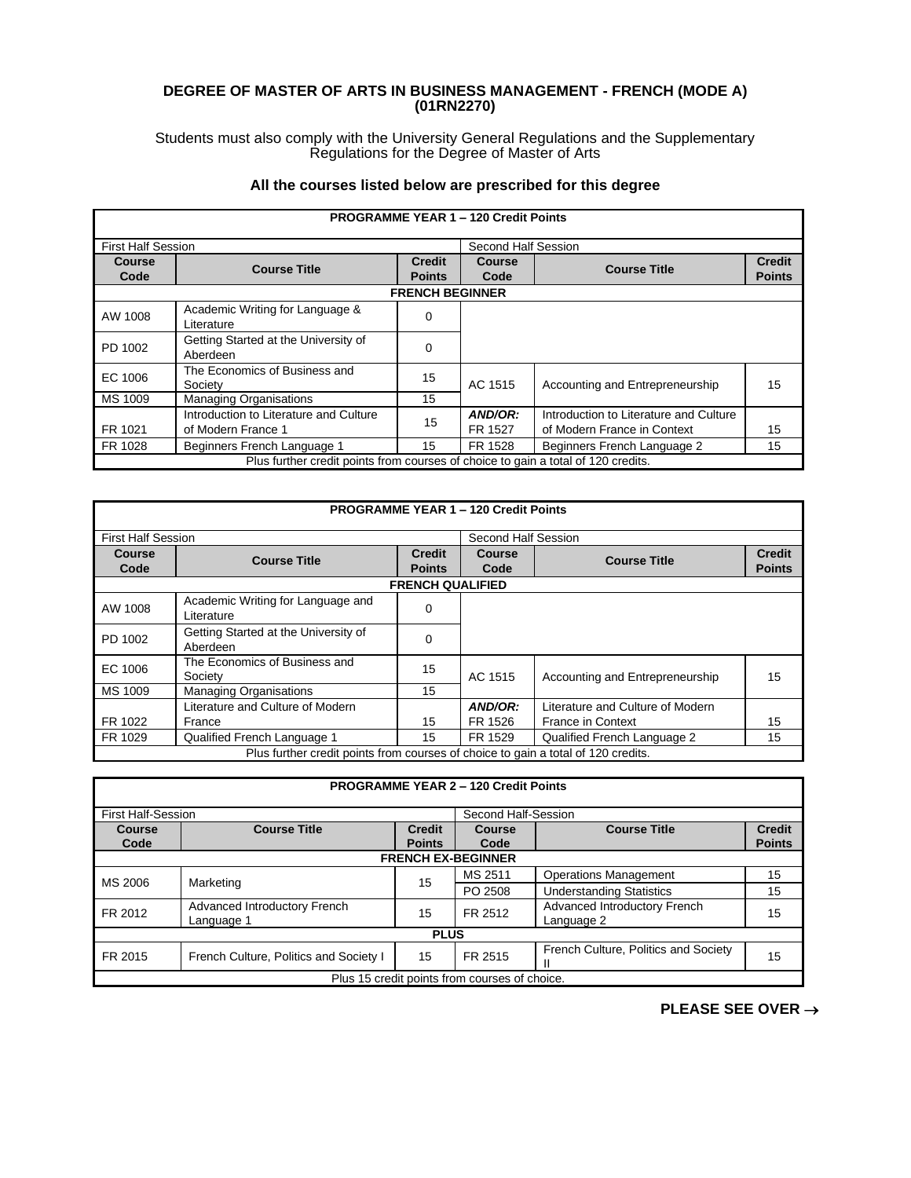**DEGREE OF MASTER OF ARTS IN BUSINESS MANAGEMENT - FRENCH (MODE A) (01RN2270)**

Students must also comply with the University General Regulations and the Supplementary Regulations for the Degree of Master of Arts

**All the courses listed below are prescribed for this degree**

| PROGRAMME YEAR 1 – 120 Credit Points | | | | | |
|---|---|---|---|---|---|
| First Half Session | | | Second Half Session | | |
| **Course Code** | **Course Title** | **Credit Points** | **Course Code** | **Course Title** | **Credit Points** |
| **FRENCH BEGINNER** | | | | | |
| AW 1008 | Academic Writing for Language & Literature | 0 | | | |
| PD 1002 | Getting Started at the University of Aberdeen | 0 | | | |
| EC 1006 | The Economics of Business and Society | 15 | AC 1515 | Accounting and Entrepreneurship | 15 |
| MS 1009 | Managing Organisations | 15 | | | |
| FR 1021 | Introduction to Literature and Culture of Modern France 1 | 15 | ***AND/OR:*** FR 1527 | Introduction to Literature and Culture of Modern France in Context | 15 |
| FR 1028 | Beginners French Language 1 | 15 | FR 1528 | Beginners French Language 2 | 15 |
| Plus further credit points from courses of choice to gain a total of 120 credits. | | | | | |

| PROGRAMME YEAR 1 – 120 Credit Points | | | | | |
|---|---|---|---|---|---|
| First Half Session | | | Second Half Session | | |
| **Course Code** | **Course Title** | **Credit Points** | **Course Code** | **Course Title** | **Credit Points** |
| **FRENCH QUALIFIED** | | | | | |
| AW 1008 | Academic Writing for Language and Literature | 0 | | | |
| PD 1002 | Getting Started at the University of Aberdeen | 0 | | | |
| EC 1006 | The Economics of Business and Society | 15 | AC 1515 | Accounting and Entrepreneurship | 15 |
| MS 1009 | Managing Organisations | 15 | | | |
| FR 1022 | Literature and Culture of Modern France | 15 | ***AND/OR:*** FR 1526 | Literature and Culture of Modern France in Context | 15 |
| FR 1029 | Qualified French Language 1 | 15 | FR 1529 | Qualified French Language 2 | 15 |
| Plus further credit points from courses of choice to gain a total of 120 credits. | | | | | |

| PROGRAMME YEAR 2 – 120 Credit Points | | | | | |
|---|---|---|---|---|---|
| First Half-Session | | | Second Half-Session | | |
| **Course Code** | **Course Title** | **Credit Points** | **Course Code** | **Course Title** | **Credit Points** |
| **FRENCH EX-BEGINNER** | | | | | |
| MS 2006 | Marketing | 15 | MS 2511 | Operations Management | 15 |
| | | | PO 2508 | Understanding Statistics | 15 |
| FR 2012 | Advanced Introductory French Language 1 | 15 | FR 2512 | Advanced Introductory French Language 2 | 15 |
| **PLUS** | | | | | |
| FR 2015 | French Culture, Politics and Society I | 15 | FR 2515 | French Culture, Politics and Society II | 15 |
| Plus 15 credit points from courses of choice. | | | | | |

**PLEASE SEE OVER →**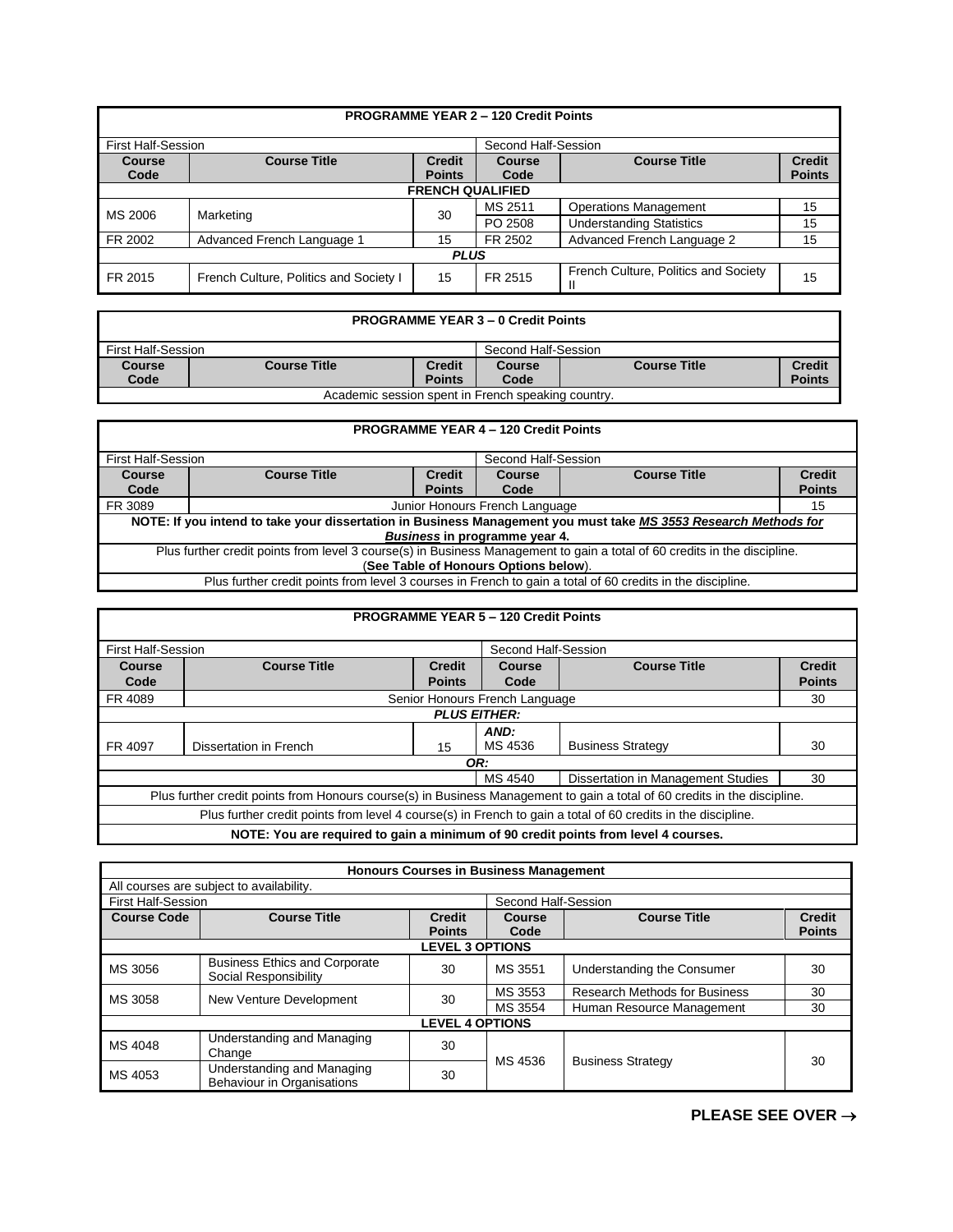| PROGRAMME YEAR 2 – 120 Credit Points | | | | | |
|---|---|---|---|---|---|
| First Half-Session | | | Second Half-Session | | |
| **Course Code** | **Course Title** | **Credit Points** | **Course Code** | **Course Title** | **Credit Points** |
| **FRENCH QUALIFIED** | | | | | |
| MS 2006 | Marketing | 30 | MS 2511 | Operations Management | 15 |
| | | | PO 2508 | Understanding Statistics | 15 |
| FR 2002 | Advanced French Language 1 | 15 | FR 2502 | Advanced French Language 2 | 15 |
| ***PLUS*** | | | | | |
| FR 2015 | French Culture, Politics and Society I | 15 | FR 2515 | French Culture, Politics and Society II | 15 |

| PROGRAMME YEAR 3 – 0 Credit Points | | | | | |
|---|---|---|---|---|---|
| First Half-Session | | | Second Half-Session | | |
| **Course Code** | **Course Title** | **Credit Points** | **Course Code** | **Course Title** | **Credit Points** |
| Academic session spent in French speaking country. | | | | | |

| PROGRAMME YEAR 4 – 120 Credit Points | | | | | |
|---|---|---|---|---|---|
| First Half-Session | | | Second Half-Session | | |
| **Course Code** | **Course Title** | **Credit Points** | **Course Code** | **Course Title** | **Credit Points** |
| FR 3089 | Junior Honours French Language | | | | 15 |
| **NOTE: If you intend to take your dissertation in Business Management you must take *MS 3553 Research Methods for Business* in programme year 4.** | | | | | |
| Plus further credit points from level 3 course(s) in Business Management to gain a total of 60 credits in the discipline. (**See Table of Honours Options below**). | | | | | |
| Plus further credit points from level 3 courses in French to gain a total of 60 credits in the discipline. | | | | | |

| PROGRAMME YEAR 5 – 120 Credit Points | | | | | |
|---|---|---|---|---|---|
| First Half-Session | | | Second Half-Session | | |
| **Course Code** | **Course Title** | **Credit Points** | **Course Code** | **Course Title** | **Credit Points** |
| FR 4089 | Senior Honours French Language | | | | 30 |
| ***PLUS EITHER:*** | | | | | |
| FR 4097 | Dissertation in French | 15 | ***AND:*** MS 4536 | Business Strategy | 30 |
| ***OR:*** | | | | | |
| | | | MS 4540 | Dissertation in Management Studies | 30 |
| Plus further credit points from Honours course(s) in Business Management to gain a total of 60 credits in the discipline. | | | | | |
| Plus further credit points from level 4 course(s) in French to gain a total of 60 credits in the discipline. | | | | | |
| **NOTE: You are required to gain a minimum of 90 credit points from level 4 courses.** | | | | | |

| Honours Courses in Business Management | | | | | |
|---|---|---|---|---|---|
| All courses are subject to availability. | | | | | |
| First Half-Session | | | Second Half-Session | | |
| **Course Code** | **Course Title** | **Credit Points** | **Course Code** | **Course Title** | **Credit Points** |
| **LEVEL 3 OPTIONS** | | | | | |
| MS 3056 | Business Ethics and Corporate Social Responsibility | 30 | MS 3551 | Understanding the Consumer | 30 |
| MS 3058 | New Venture Development | 30 | MS 3553 | Research Methods for Business | 30 |
| | | | MS 3554 | Human Resource Management | 30 |
| **LEVEL 4 OPTIONS** | | | | | |
| MS 4048 | Understanding and Managing Change | 30 | MS 4536 | Business Strategy | 30 |
| MS 4053 | Understanding and Managing Behaviour in Organisations | 30 | | | |

**PLEASE SEE OVER →**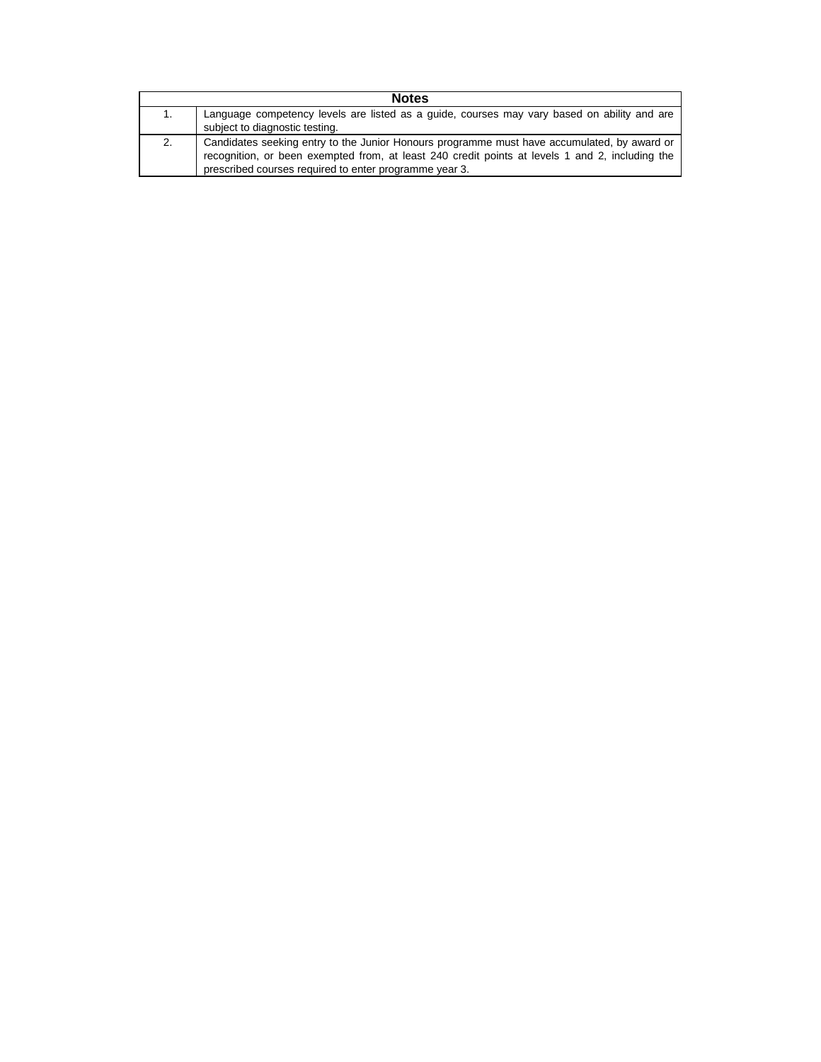| Notes | |
|---|---|
| 1. | Language competency levels are listed as a guide, courses may vary based on ability and are subject to diagnostic testing. |
| 2. | Candidates seeking entry to the Junior Honours programme must have accumulated, by award or recognition, or been exempted from, at least 240 credit points at levels 1 and 2, including the prescribed courses required to enter programme year 3. |